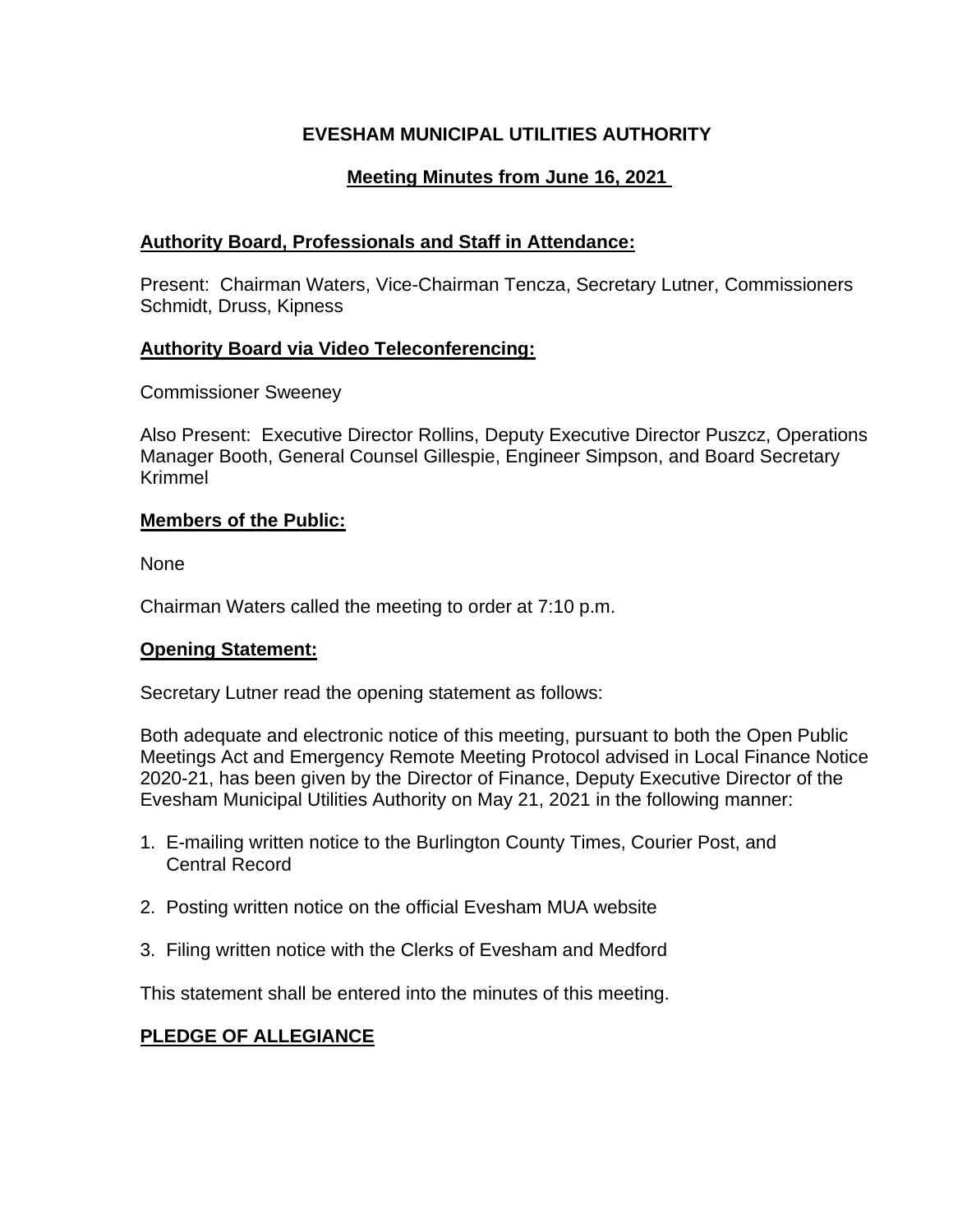# EVESHAM MUNICIPAL UTILITIES AUTHORITY

## Meeting Minutes from June 16, 2021

### Authority Board, Professionals and Staff in Attendance:

Present: Chairman Waters, Vice-Chairman Tencza, Secretary Lutner, Commissioners Schmidt, Druss, Kipness

### Authority Board via Video Teleconferencing:

Commissioner Sweeney

Also Present: Executive Director Rollins, Deputy Executive Director Puszcz, Operations Manager Booth, General Counsel Gillespie, Engineer Simpson, and Board Secretary Krimmel

### Members of the Public:

None

Chairman Waters called the meeting to order at 7:10 p.m.

### Opening Statement:

Secretary Lutner read the opening statement as follows:

Both adequate and electronic notice of this meeting, pursuant to both the Open Public Meetings Act and Emergency Remote Meeting Protocol advised in Local Finance Notice 2020-21, has been given by the Director of Finance, Deputy Executive Director of the Evesham Municipal Utilities Authority on May 21, 2021 in the following manner:

1. E-mailing written notice to the Burlington County Times, Courier Post, and Central Record

2. Posting written notice on the official Evesham MUA website

3. Filing written notice with the Clerks of Evesham and Medford

This statement shall be entered into the minutes of this meeting.

### PLEDGE OF ALLEGIANCE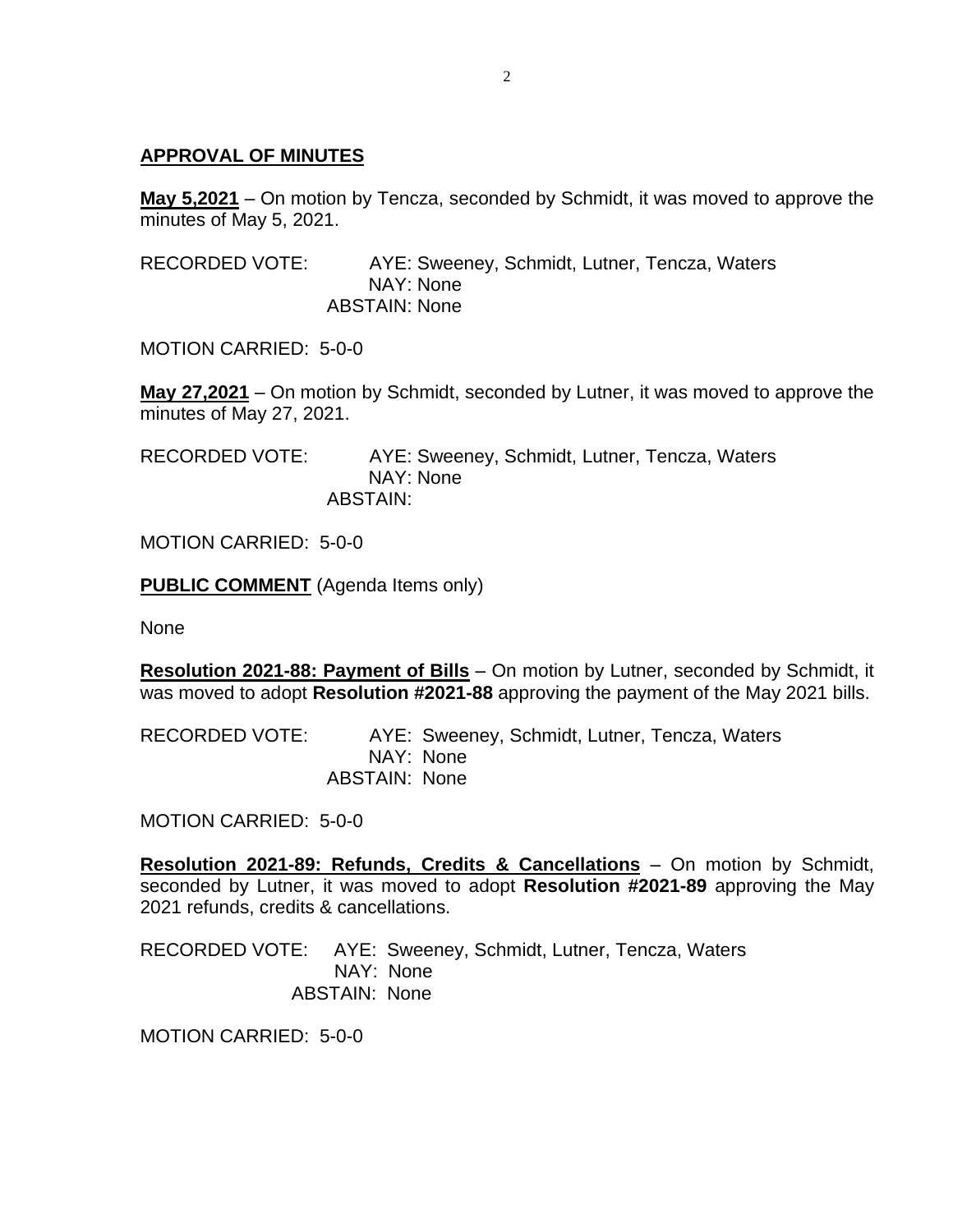**APPROVAL OF MINUTES**

**May 5,2021** – On motion by Tencza, seconded by Schmidt, it was moved to approve the minutes of May 5, 2021.

RECORDED VOTE: AYE: Sweeney, Schmidt, Lutner, Tencza, Waters
NAY: None
ABSTAIN: None

MOTION CARRIED: 5-0-0

**May 27,2021** – On motion by Schmidt, seconded by Lutner, it was moved to approve the minutes of May 27, 2021.

RECORDED VOTE: AYE: Sweeney, Schmidt, Lutner, Tencza, Waters
NAY: None
ABSTAIN:

MOTION CARRIED: 5-0-0

**PUBLIC COMMENT** (Agenda Items only)

None

**Resolution 2021-88: Payment of Bills** – On motion by Lutner, seconded by Schmidt, it was moved to adopt **Resolution #2021-88** approving the payment of the May 2021 bills.

RECORDED VOTE: AYE: Sweeney, Schmidt, Lutner, Tencza, Waters
NAY: None
ABSTAIN: None

MOTION CARRIED: 5-0-0

**Resolution 2021-89: Refunds, Credits & Cancellations** – On motion by Schmidt, seconded by Lutner, it was moved to adopt **Resolution #2021-89** approving the May 2021 refunds, credits & cancellations.

RECORDED VOTE: AYE: Sweeney, Schmidt, Lutner, Tencza, Waters
NAY: None
ABSTAIN: None

MOTION CARRIED: 5-0-0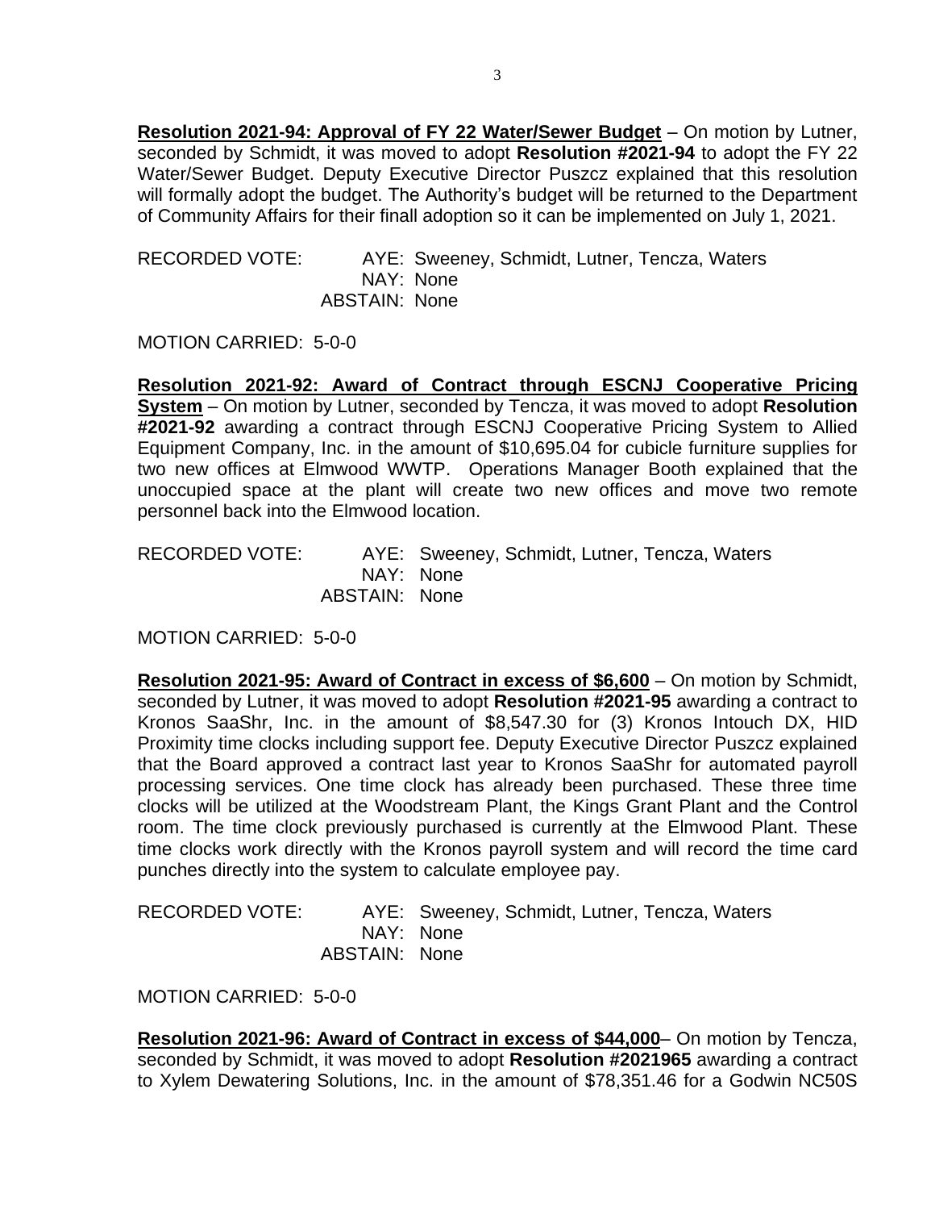**Resolution 2021-94: Approval of FY 22 Water/Sewer Budget** – On motion by Lutner, seconded by Schmidt, it was moved to adopt **Resolution #2021-94** to adopt the FY 22 Water/Sewer Budget. Deputy Executive Director Puszcz explained that this resolution will formally adopt the budget. The Authority's budget will be returned to the Department of Community Affairs for their finall adoption so it can be implemented on July 1, 2021.

RECORDED VOTE: AYE: Sweeney, Schmidt, Lutner, Tencza, Waters
NAY: None
ABSTAIN: None

MOTION CARRIED: 5-0-0

**Resolution 2021-92: Award of Contract through ESCNJ Cooperative Pricing System** – On motion by Lutner, seconded by Tencza, it was moved to adopt **Resolution #2021-92** awarding a contract through ESCNJ Cooperative Pricing System to Allied Equipment Company, Inc. in the amount of $10,695.04 for cubicle furniture supplies for two new offices at Elmwood WWTP. Operations Manager Booth explained that the unoccupied space at the plant will create two new offices and move two remote personnel back into the Elmwood location.

RECORDED VOTE: AYE: Sweeney, Schmidt, Lutner, Tencza, Waters
NAY: None
ABSTAIN: None

MOTION CARRIED: 5-0-0

**Resolution 2021-95: Award of Contract in excess of $6,600** – On motion by Schmidt, seconded by Lutner, it was moved to adopt **Resolution #2021-95** awarding a contract to Kronos SaaShr, Inc. in the amount of $8,547.30 for (3) Kronos Intouch DX, HID Proximity time clocks including support fee. Deputy Executive Director Puszcz explained that the Board approved a contract last year to Kronos SaaShr for automated payroll processing services. One time clock has already been purchased. These three time clocks will be utilized at the Woodstream Plant, the Kings Grant Plant and the Control room. The time clock previously purchased is currently at the Elmwood Plant. These time clocks work directly with the Kronos payroll system and will record the time card punches directly into the system to calculate employee pay.

RECORDED VOTE: AYE: Sweeney, Schmidt, Lutner, Tencza, Waters
NAY: None
ABSTAIN: None

MOTION CARRIED: 5-0-0

**Resolution 2021-96: Award of Contract in excess of $44,000**– On motion by Tencza, seconded by Schmidt, it was moved to adopt **Resolution #2021965** awarding a contract to Xylem Dewatering Solutions, Inc. in the amount of $78,351.46 for a Godwin NC50S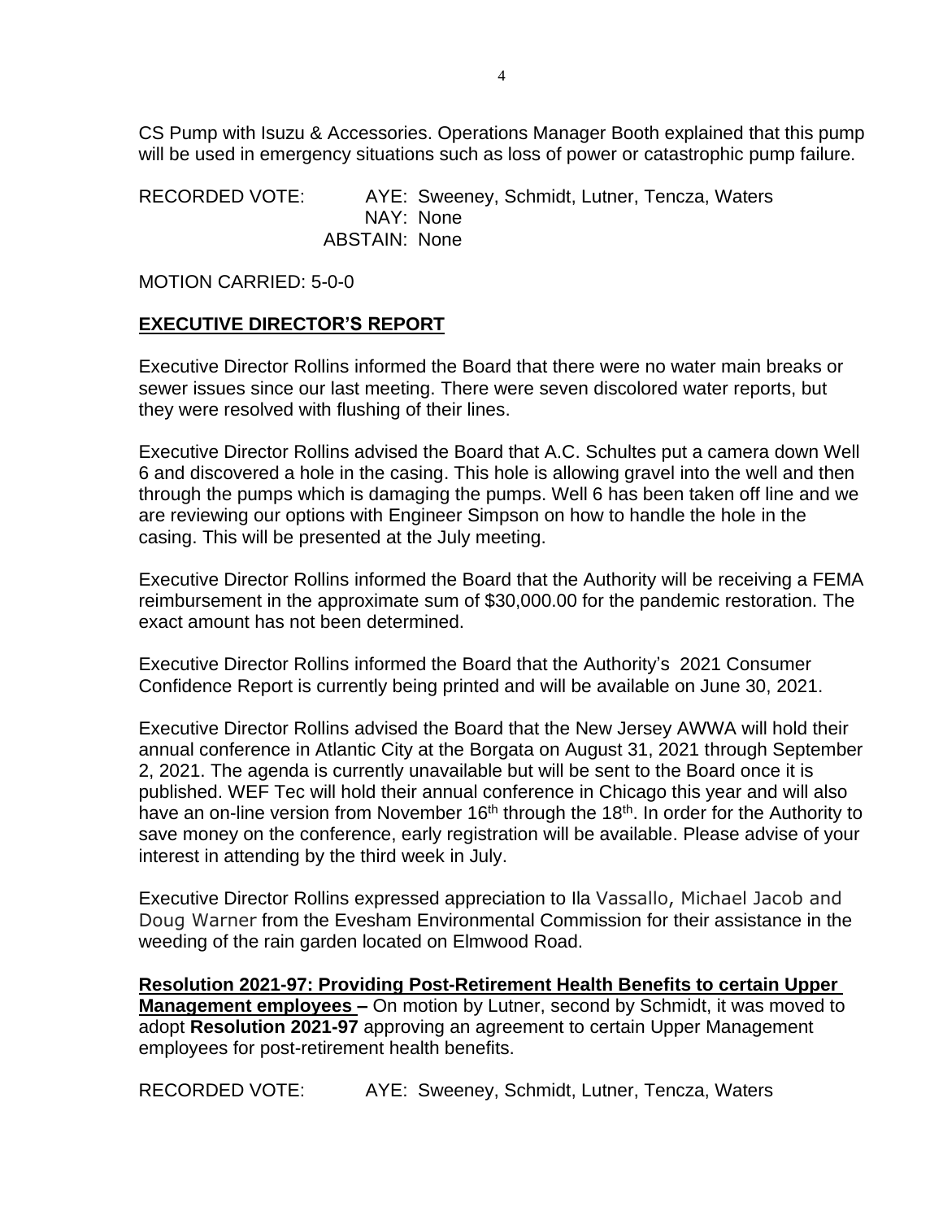CS Pump with Isuzu & Accessories. Operations Manager Booth explained that this pump will be used in emergency situations such as loss of power or catastrophic pump failure.

RECORDED VOTE: AYE: Sweeney, Schmidt, Lutner, Tencza, Waters
NAY: None
ABSTAIN: None

MOTION CARRIED: 5-0-0

## **EXECUTIVE DIRECTOR'S REPORT**

Executive Director Rollins informed the Board that there were no water main breaks or sewer issues since our last meeting. There were seven discolored water reports, but they were resolved with flushing of their lines.

Executive Director Rollins advised the Board that A.C. Schultes put a camera down Well 6 and discovered a hole in the casing. This hole is allowing gravel into the well and then through the pumps which is damaging the pumps. Well 6 has been taken off line and we are reviewing our options with Engineer Simpson on how to handle the hole in the casing. This will be presented at the July meeting.

Executive Director Rollins informed the Board that the Authority will be receiving a FEMA reimbursement in the approximate sum of $30,000.00 for the pandemic restoration. The exact amount has not been determined.

Executive Director Rollins informed the Board that the Authority's 2021 Consumer Confidence Report is currently being printed and will be available on June 30, 2021.

Executive Director Rollins advised the Board that the New Jersey AWWA will hold their annual conference in Atlantic City at the Borgata on August 31, 2021 through September 2, 2021. The agenda is currently unavailable but will be sent to the Board once it is published. WEF Tec will hold their annual conference in Chicago this year and will also have an on-line version from November 16th through the 18th. In order for the Authority to save money on the conference, early registration will be available. Please advise of your interest in attending by the third week in July.

Executive Director Rollins expressed appreciation to Ila Vassallo, Michael Jacob and Doug Warner from the Evesham Environmental Commission for their assistance in the weeding of the rain garden located on Elmwood Road.

**Resolution 2021-97: Providing Post-Retirement Health Benefits to certain Upper Management employees –** On motion by Lutner, second by Schmidt, it was moved to adopt **Resolution 2021-97** approving an agreement to certain Upper Management employees for post-retirement health benefits.

RECORDED VOTE: AYE: Sweeney, Schmidt, Lutner, Tencza, Waters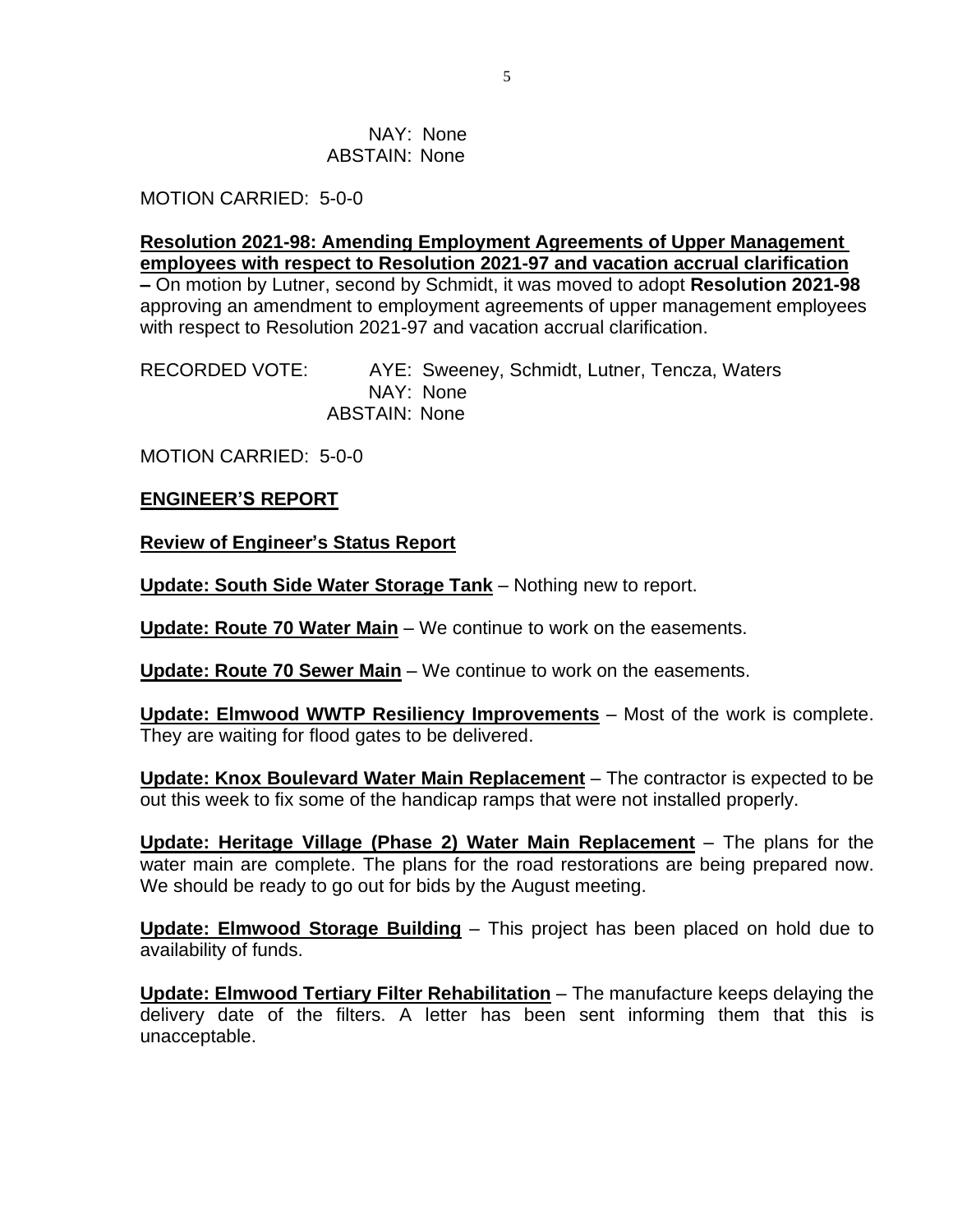NAY: None
ABSTAIN: None

MOTION CARRIED: 5-0-0

**Resolution 2021-98: Amending Employment Agreements of Upper Management employees with respect to Resolution 2021-97 and vacation accrual clarification –** On motion by Lutner, second by Schmidt, it was moved to adopt **Resolution 2021-98** approving an amendment to employment agreements of upper management employees with respect to Resolution 2021-97 and vacation accrual clarification.

RECORDED VOTE: AYE: Sweeney, Schmidt, Lutner, Tencza, Waters
NAY: None
ABSTAIN: None

MOTION CARRIED: 5-0-0

**ENGINEER'S REPORT**

**Review of Engineer's Status Report**

**Update: South Side Water Storage Tank** – Nothing new to report.

**Update: Route 70 Water Main** – We continue to work on the easements.

**Update: Route 70 Sewer Main** – We continue to work on the easements.

**Update: Elmwood WWTP Resiliency Improvements** – Most of the work is complete. They are waiting for flood gates to be delivered.

**Update: Knox Boulevard Water Main Replacement** – The contractor is expected to be out this week to fix some of the handicap ramps that were not installed properly.

**Update: Heritage Village (Phase 2) Water Main Replacement** – The plans for the water main are complete. The plans for the road restorations are being prepared now. We should be ready to go out for bids by the August meeting.

**Update: Elmwood Storage Building** – This project has been placed on hold due to availability of funds.

**Update: Elmwood Tertiary Filter Rehabilitation** – The manufacture keeps delaying the delivery date of the filters. A letter has been sent informing them that this is unacceptable.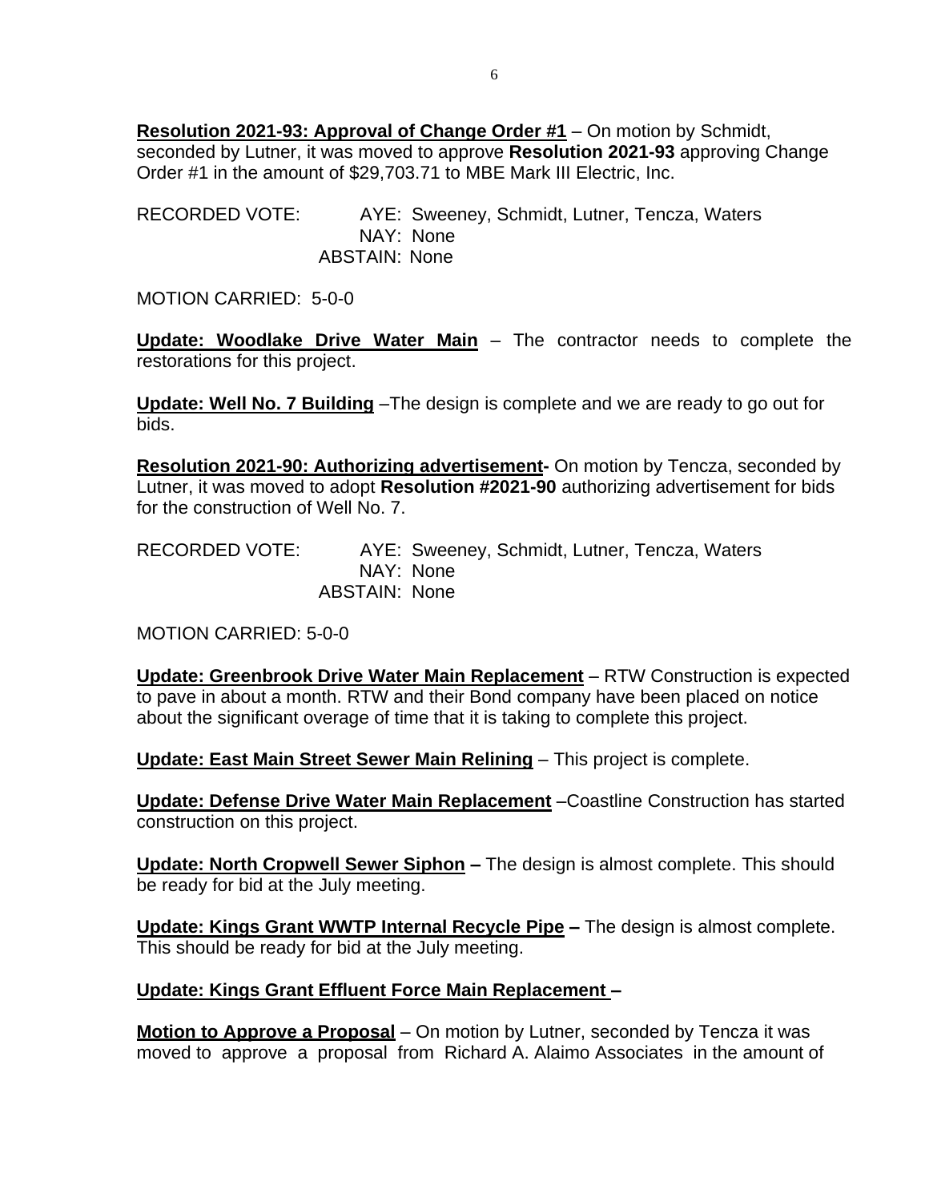**Resolution 2021-93: Approval of Change Order #1** – On motion by Schmidt, seconded by Lutner, it was moved to approve **Resolution 2021-93** approving Change Order #1 in the amount of $29,703.71 to MBE Mark III Electric, Inc.

RECORDED VOTE: AYE: Sweeney, Schmidt, Lutner, Tencza, Waters
NAY: None
ABSTAIN: None

MOTION CARRIED: 5-0-0

**Update: Woodlake Drive Water Main** – The contractor needs to complete the restorations for this project.

**Update: Well No. 7 Building** –The design is complete and we are ready to go out for bids.

**Resolution 2021-90: Authorizing advertisement-** On motion by Tencza, seconded by Lutner, it was moved to adopt **Resolution #2021-90** authorizing advertisement for bids for the construction of Well No. 7.

RECORDED VOTE: AYE: Sweeney, Schmidt, Lutner, Tencza, Waters
NAY: None
ABSTAIN: None

MOTION CARRIED: 5-0-0

**Update: Greenbrook Drive Water Main Replacement** – RTW Construction is expected to pave in about a month. RTW and their Bond company have been placed on notice about the significant overage of time that it is taking to complete this project.

**Update: East Main Street Sewer Main Relining** – This project is complete.

**Update: Defense Drive Water Main Replacement** –Coastline Construction has started construction on this project.

**Update: North Cropwell Sewer Siphon –** The design is almost complete. This should be ready for bid at the July meeting.

**Update: Kings Grant WWTP Internal Recycle Pipe –** The design is almost complete. This should be ready for bid at the July meeting.

**Update: Kings Grant Effluent Force Main Replacement –**

**Motion to Approve a Proposal** – On motion by Lutner, seconded by Tencza it was moved to approve a proposal from Richard A. Alaimo Associates in the amount of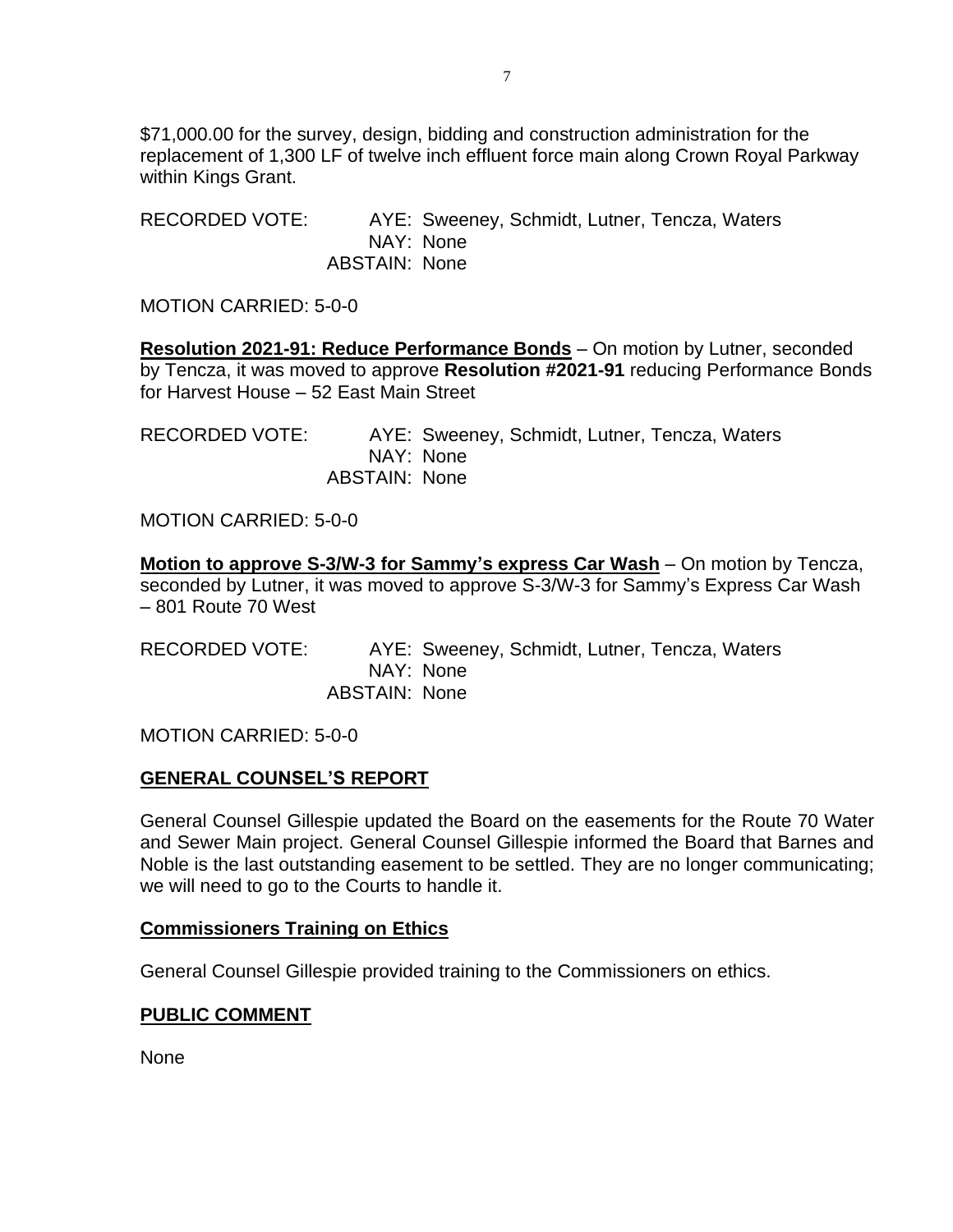$71,000.00 for the survey, design, bidding and construction administration for the replacement of 1,300 LF of twelve inch effluent force main along Crown Royal Parkway within Kings Grant.

RECORDED VOTE: AYE: Sweeney, Schmidt, Lutner, Tencza, Waters
NAY: None
ABSTAIN: None

MOTION CARRIED: 5-0-0

**Resolution 2021-91: Reduce Performance Bonds** – On motion by Lutner, seconded by Tencza, it was moved to approve **Resolution #2021-91** reducing Performance Bonds for Harvest House – 52 East Main Street

RECORDED VOTE: AYE: Sweeney, Schmidt, Lutner, Tencza, Waters
NAY: None
ABSTAIN: None

MOTION CARRIED: 5-0-0

**Motion to approve S-3/W-3 for Sammy's express Car Wash** – On motion by Tencza, seconded by Lutner, it was moved to approve S-3/W-3 for Sammy's Express Car Wash – 801 Route 70 West

RECORDED VOTE: AYE: Sweeney, Schmidt, Lutner, Tencza, Waters
NAY: None
ABSTAIN: None

MOTION CARRIED: 5-0-0

## GENERAL COUNSEL'S REPORT

General Counsel Gillespie updated the Board on the easements for the Route 70 Water and Sewer Main project. General Counsel Gillespie informed the Board that Barnes and Noble is the last outstanding easement to be settled. They are no longer communicating; we will need to go to the Courts to handle it.

## Commissioners Training on Ethics

General Counsel Gillespie provided training to the Commissioners on ethics.

## PUBLIC COMMENT

None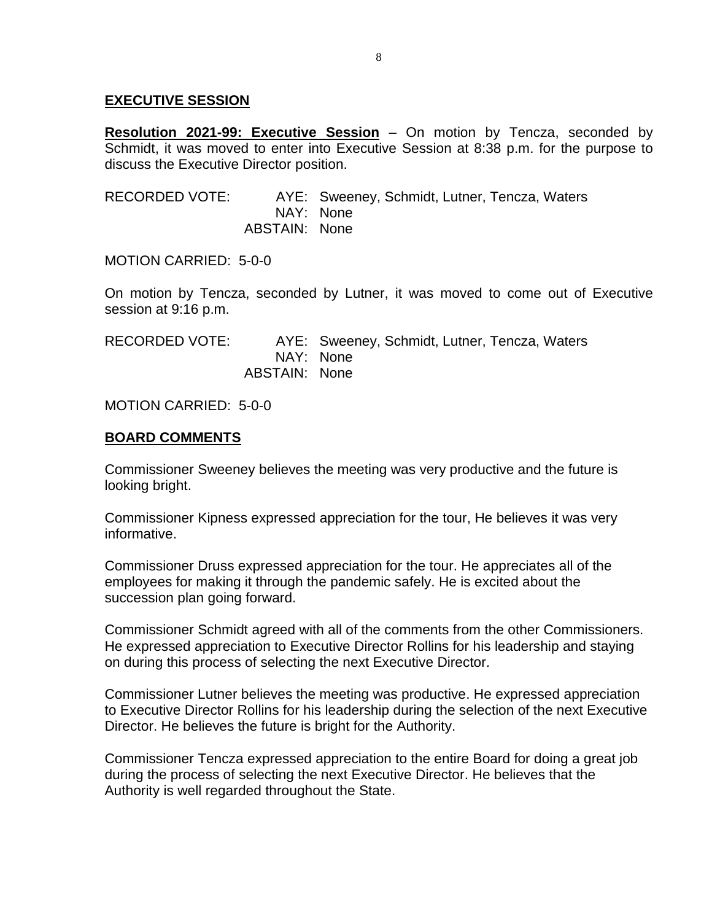## EXECUTIVE SESSION

**Resolution 2021-99: Executive Session** – On motion by Tencza, seconded by Schmidt, it was moved to enter into Executive Session at 8:38 p.m. for the purpose to discuss the Executive Director position.

RECORDED VOTE: AYE: Sweeney, Schmidt, Lutner, Tencza, Waters
NAY: None
ABSTAIN: None

MOTION CARRIED: 5-0-0

On motion by Tencza, seconded by Lutner, it was moved to come out of Executive session at 9:16 p.m.

RECORDED VOTE: AYE: Sweeney, Schmidt, Lutner, Tencza, Waters
NAY: None
ABSTAIN: None

MOTION CARRIED: 5-0-0

## BOARD COMMENTS

Commissioner Sweeney believes the meeting was very productive and the future is looking bright.

Commissioner Kipness expressed appreciation for the tour, He believes it was very informative.

Commissioner Druss expressed appreciation for the tour. He appreciates all of the employees for making it through the pandemic safely. He is excited about the succession plan going forward.

Commissioner Schmidt agreed with all of the comments from the other Commissioners. He expressed appreciation to Executive Director Rollins for his leadership and staying on during this process of selecting the next Executive Director.

Commissioner Lutner believes the meeting was productive. He expressed appreciation to Executive Director Rollins for his leadership during the selection of the next Executive Director. He believes the future is bright for the Authority.

Commissioner Tencza expressed appreciation to the entire Board for doing a great job during the process of selecting the next Executive Director. He believes that the Authority is well regarded throughout the State.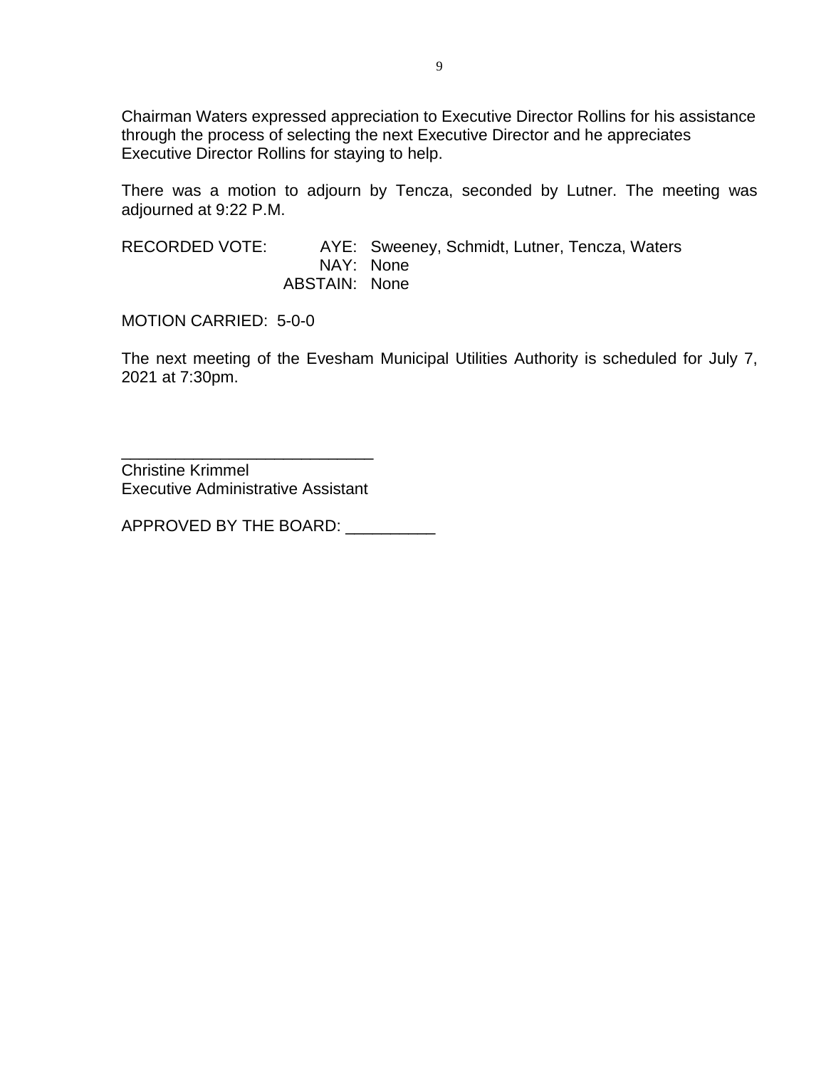Chairman Waters expressed appreciation to Executive Director Rollins for his assistance through the process of selecting the next Executive Director and he appreciates Executive Director Rollins for staying to help.

There was a motion to adjourn by Tencza, seconded by Lutner. The meeting was adjourned at 9:22 P.M.

RECORDED VOTE: AYE: Sweeney, Schmidt, Lutner, Tencza, Waters
NAY: None
ABSTAIN: None

MOTION CARRIED: 5-0-0

The next meeting of the Evesham Municipal Utilities Authority is scheduled for July 7, 2021 at 7:30pm.

____________________________
Christine Krimmel
Executive Administrative Assistant

APPROVED BY THE BOARD: __________